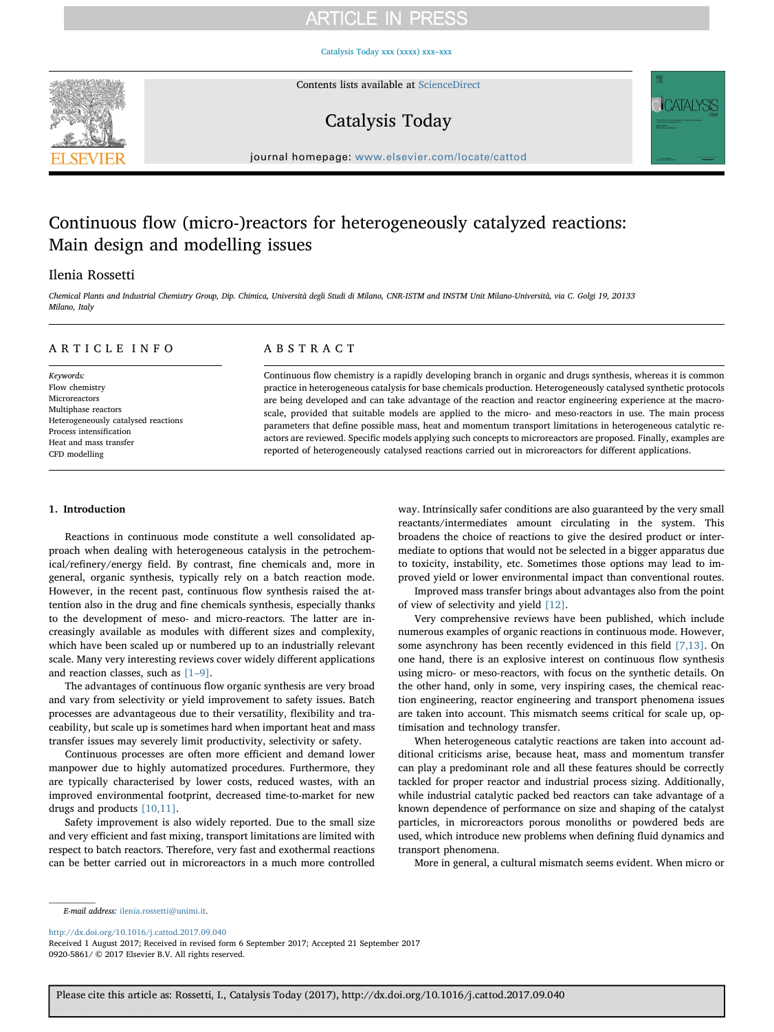# Continuous flow (micro-)reactors for heterogeneously catalyzed reactions: Main design and modelling issues

Ilenia Rossetti

*Chemical Plants and Industrial Chemistry Group, Dip. Chimica, Università degli Studi di Milano, CNR-ISTM and INSTM Unit Milano-Università, via C. Golgi 19, 20133 Milano, Italy*

## ARTICLE INFO

*Keywords:*
Flow chemistry
Microreactors
Multiphase reactors
Heterogeneously catalysed reactions
Process intensification
Heat and mass transfer
CFD modelling

## ABSTRACT

Continuous flow chemistry is a rapidly developing branch in organic and drugs synthesis, whereas it is common practice in heterogeneous catalysis for base chemicals production. Heterogeneously catalysed synthetic protocols are being developed and can take advantage of the reaction and reactor engineering experience at the macro-scale, provided that suitable models are applied to the micro- and meso-reactors in use. The main process parameters that define possible mass, heat and momentum transport limitations in heterogeneous catalytic reactors are reviewed. Specific models applying such concepts to microreactors are proposed. Finally, examples are reported of heterogeneously catalysed reactions carried out in microreactors for different applications.

## 1. Introduction

Reactions in continuous mode constitute a well consolidated approach when dealing with heterogeneous catalysis in the petrochemical/refinery/energy field. By contrast, fine chemicals and, more in general, organic synthesis, typically rely on a batch reaction mode. However, in the recent past, continuous flow synthesis raised the attention also in the drug and fine chemicals synthesis, especially thanks to the development of meso- and micro-reactors. The latter are increasingly available as modules with different sizes and complexity, which have been scaled up or numbered up to an industrially relevant scale. Many very interesting reviews cover widely different applications and reaction classes, such as [1–9].

The advantages of continuous flow organic synthesis are very broad and vary from selectivity or yield improvement to safety issues. Batch processes are advantageous due to their versatility, flexibility and traceability, but scale up is sometimes hard when important heat and mass transfer issues may severely limit productivity, selectivity or safety.

Continuous processes are often more efficient and demand lower manpower due to highly automatized procedures. Furthermore, they are typically characterised by lower costs, reduced wastes, with an improved environmental footprint, decreased time-to-market for new drugs and products [10,11].

Safety improvement is also widely reported. Due to the small size and very efficient and fast mixing, transport limitations are limited with respect to batch reactors. Therefore, very fast and exothermal reactions can be better carried out in microreactors in a much more controlled way. Intrinsically safer conditions are also guaranteed by the very small reactants/intermediates amount circulating in the system. This broadens the choice of reactions to give the desired product or intermediate to options that would not be selected in a bigger apparatus due to toxicity, instability, etc. Sometimes those options may lead to improved yield or lower environmental impact than conventional routes.

Improved mass transfer brings about advantages also from the point of view of selectivity and yield [12].

Very comprehensive reviews have been published, which include numerous examples of organic reactions in continuous mode. However, some asynchrony has been recently evidenced in this field [7,13]. On one hand, there is an explosive interest on continuous flow synthesis using micro- or meso-reactors, with focus on the synthetic details. On the other hand, only in some, very inspiring cases, the chemical reaction engineering, reactor engineering and transport phenomena issues are taken into account. This mismatch seems critical for scale up, optimisation and technology transfer.

When heterogeneous catalytic reactions are taken into account additional criticisms arise, because heat, mass and momentum transfer can play a predominant role and all these features should be correctly tackled for proper reactor and industrial process sizing. Additionally, while industrial catalytic packed bed reactors can take advantage of a known dependence of performance on size and shaping of the catalyst particles, in microreactors porous monoliths or powdered beds are used, which introduce new problems when defining fluid dynamics and transport phenomena.

More in general, a cultural mismatch seems evident. When micro or

E-mail address: ilenia.rossetti@unimi.it.

http://dx.doi.org/10.1016/j.cattod.2017.09.040
Received 1 August 2017; Received in revised form 6 September 2017; Accepted 21 September 2017
0920-5861/ © 2017 Elsevier B.V. All rights reserved.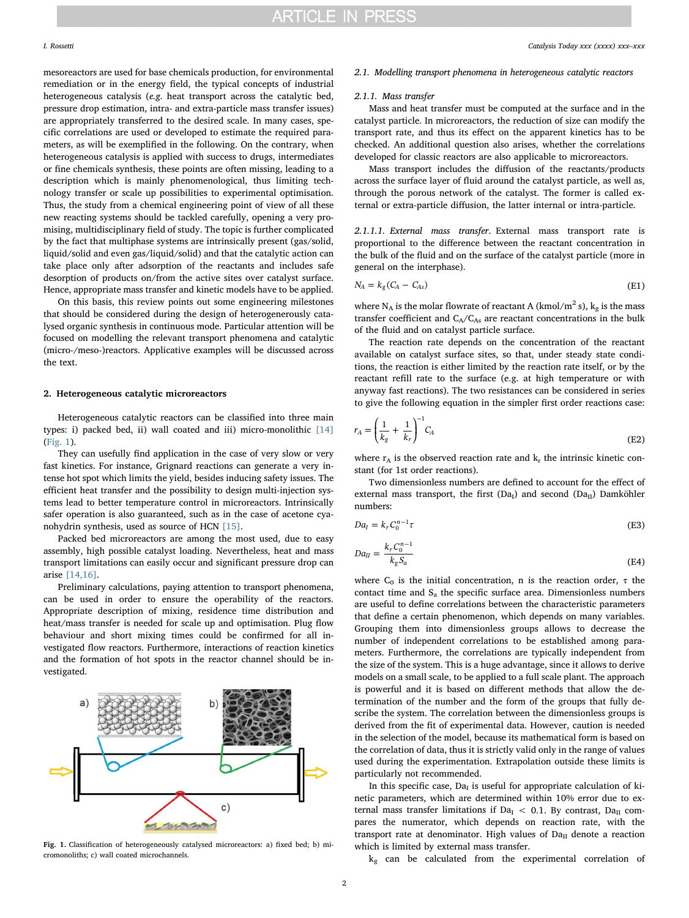mesoreactors are used for base chemicals production, for environmental remediation or in the energy field, the typical concepts of industrial heterogeneous catalysis (*e.g.* heat transport across the catalytic bed, pressure drop estimation, intra- and extra-particle mass transfer issues) are appropriately transferred to the desired scale. In many cases, specific correlations are used or developed to estimate the required parameters, as will be exemplified in the following. On the contrary, when heterogeneous catalysis is applied with success to drugs, intermediates or fine chemicals synthesis, these points are often missing, leading to a description which is mainly phenomenological, thus limiting technology transfer or scale up possibilities to experimental optimisation. Thus, the study from a chemical engineering point of view of all these new reacting systems should be tackled carefully, opening a very promising, multidisciplinary field of study. The topic is further complicated by the fact that multiphase systems are intrinsically present (gas/solid, liquid/solid and even gas/liquid/solid) and that the catalytic action can take place only after adsorption of the reactants and includes safe desorption of products on/from the active sites over catalyst surface. Hence, appropriate mass transfer and kinetic models have to be applied.

On this basis, this review points out some engineering milestones that should be considered during the design of heterogenerously catalysed organic synthesis in continuous mode. Particular attention will be focused on modelling the relevant transport phenomena and catalytic (micro-/meso-)reactors. Applicative examples will be discussed across the text.

## 2. Heterogeneous catalytic microreactors

Heterogeneous catalytic reactors can be classified into three main types: i) packed bed, ii) wall coated and iii) micro-monolithic [14] (Fig. 1).

They can usefully find application in the case of very slow or very fast kinetics. For instance, Grignard reactions can generate a very intense hot spot which limits the yield, besides inducing safety issues. The efficient heat transfer and the possibility to design multi-injection systems lead to better temperature control in microreactors. Intrinsically safer operation is also guaranteed, such as in the case of acetone cyanohydrin synthesis, used as source of HCN [15].

Packed bed microreactors are among the most used, due to easy assembly, high possible catalyst loading. Nevertheless, heat and mass transport limitations can easily occur and significant pressure drop can arise [14,16].

Preliminary calculations, paying attention to transport phenomena, can be used in order to ensure the operability of the reactors. Appropriate description of mixing, residence time distribution and heat/mass transfer is needed for scale up and optimisation. Plug flow behaviour and short mixing times could be confirmed for all investigated flow reactors. Furthermore, interactions of reaction kinetics and the formation of hot spots in the reactor channel should be investigated.

Fig. 1. Classification of heterogeneously catalysed microreactors: a) fixed bed; b) micromonoliths; c) wall coated microchannels.

### 2.1. Modelling transport phenomena in heterogeneous catalytic reactors

#### 2.1.1. Mass transfer

Mass and heat transfer must be computed at the surface and in the catalyst particle. In microreactors, the reduction of size can modify the transport rate, and thus its effect on the apparent kinetics has to be checked. An additional question also arises, whether the correlations developed for classic reactors are also applicable to microreactors.

Mass transport includes the diffusion of the reactants/products across the surface layer of fluid around the catalyst particle, as well as, through the porous network of the catalyst. The former is called external or extra-particle diffusion, the latter internal or intra-particle.

*2.1.1.1. External mass transfer.* External mass transport rate is proportional to the difference between the reactant concentration in the bulk of the fluid and on the surface of the catalyst particle (more in general on the interphase).

$$N_A = k_g(C_A - C_{As}) \tag{E1}$$

where $N_A$ is the molar flowrate of reactant A (kmol/m$^2$ s), $k_g$ is the mass transfer coefficient and $C_A$/$C_{As}$ are reactant concentrations in the bulk of the fluid and on catalyst particle surface.

The reaction rate depends on the concentration of the reactant available on catalyst surface sites, so that, under steady state conditions, the reaction is either limited by the reaction rate itself, or by the reactant refill rate to the surface (e.g. at high temperature or with anyway fast reactions). The two resistances can be considered in series to give the following equation in the simpler first order reactions case:

$$r_A = \left(\frac{1}{k_g} + \frac{1}{k_r}\right)^{-1} C_A \tag{E2}$$

where $r_A$ is the observed reaction rate and $k_r$ the intrinsic kinetic constant (for 1st order reactions).

Two dimensionless numbers are defined to account for the effect of external mass transport, the first ($Da_I$) and second ($Da_{II}$) Damköhler numbers:

$$Da_I = k_r C_0^{n-1} \tau \tag{E3}$$

$$Da_{II} = \frac{k_r C_0^{n-1}}{k_g S_a} \tag{E4}$$

where $C_0$ is the initial concentration, n is the reaction order, $\tau$ the contact time and $S_a$ the specific surface area. Dimensionless numbers are useful to define correlations between the characteristic parameters that define a certain phenomenon, which depends on many variables. Grouping them into dimensionless groups allows to decrease the number of independent correlations to be established among parameters. Furthermore, the correlations are typically independent from the size of the system. This is a huge advantage, since it allows to derive models on a small scale, to be applied to a full scale plant. The approach is powerful and it is based on different methods that allow the determination of the number and the form of the groups that fully describe the system. The correlation between the dimensionless groups is derived from the fit of experimental data. However, caution is needed in the selection of the model, because its mathematical form is based on the correlation of data, thus it is strictly valid only in the range of values used during the experimentation. Extrapolation outside these limits is particularly not recommended.

In this specific case, $Da_I$ is useful for appropriate calculation of kinetic parameters, which are determined within 10% error due to external mass transfer limitations if $Da_I < 0.1$. By contrast, $Da_{II}$ compares the numerator, which depends on reaction rate, with the transport rate at denominator. High values of $Da_{II}$ denote a reaction which is limited by external mass transfer.

$k_g$ can be calculated from the experimental correlation of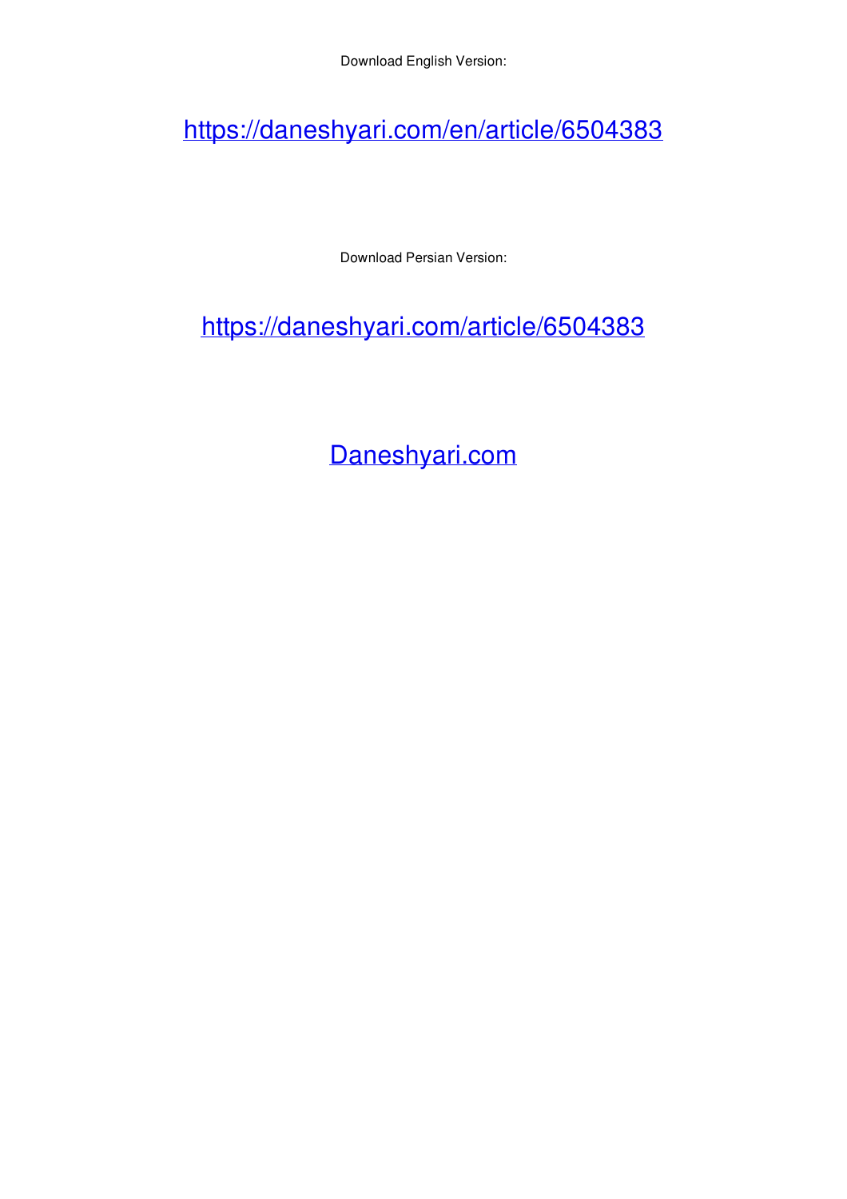Download English Version:

https://daneshyari.com/en/article/6504383

Download Persian Version:

https://daneshyari.com/article/6504383

Daneshyari.com